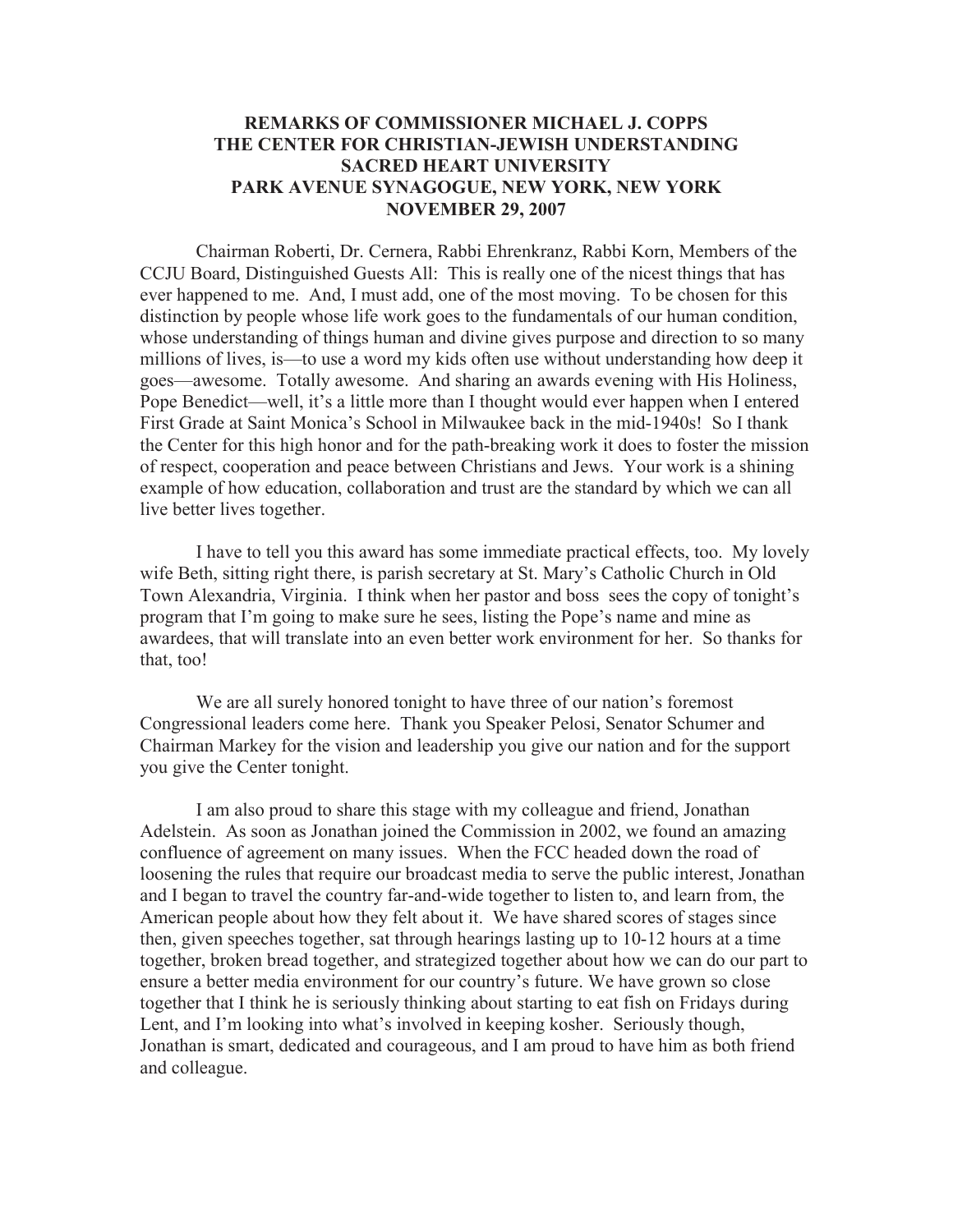**REMARKS OF COMMISSIONER MICHAEL J. COPPS**
**THE CENTER FOR CHRISTIAN-JEWISH UNDERSTANDING**
**SACRED HEART UNIVERSITY**
**PARK AVENUE SYNAGOGUE, NEW YORK, NEW YORK**
**NOVEMBER 29, 2007**

Chairman Roberti, Dr. Cernera, Rabbi Ehrenkranz, Rabbi Korn, Members of the CCJU Board, Distinguished Guests All: This is really one of the nicest things that has ever happened to me. And, I must add, one of the most moving. To be chosen for this distinction by people whose life work goes to the fundamentals of our human condition, whose understanding of things human and divine gives purpose and direction to so many millions of lives, is—to use a word my kids often use without understanding how deep it goes—awesome. Totally awesome. And sharing an awards evening with His Holiness, Pope Benedict—well, it's a little more than I thought would ever happen when I entered First Grade at Saint Monica's School in Milwaukee back in the mid-1940s! So I thank the Center for this high honor and for the path-breaking work it does to foster the mission of respect, cooperation and peace between Christians and Jews. Your work is a shining example of how education, collaboration and trust are the standard by which we can all live better lives together.

I have to tell you this award has some immediate practical effects, too. My lovely wife Beth, sitting right there, is parish secretary at St. Mary's Catholic Church in Old Town Alexandria, Virginia. I think when her pastor and boss sees the copy of tonight's program that I'm going to make sure he sees, listing the Pope's name and mine as awardees, that will translate into an even better work environment for her. So thanks for that, too!

We are all surely honored tonight to have three of our nation's foremost Congressional leaders come here. Thank you Speaker Pelosi, Senator Schumer and Chairman Markey for the vision and leadership you give our nation and for the support you give the Center tonight.

I am also proud to share this stage with my colleague and friend, Jonathan Adelstein. As soon as Jonathan joined the Commission in 2002, we found an amazing confluence of agreement on many issues. When the FCC headed down the road of loosening the rules that require our broadcast media to serve the public interest, Jonathan and I began to travel the country far-and-wide together to listen to, and learn from, the American people about how they felt about it. We have shared scores of stages since then, given speeches together, sat through hearings lasting up to 10-12 hours at a time together, broken bread together, and strategized together about how we can do our part to ensure a better media environment for our country's future. We have grown so close together that I think he is seriously thinking about starting to eat fish on Fridays during Lent, and I'm looking into what's involved in keeping kosher. Seriously though, Jonathan is smart, dedicated and courageous, and I am proud to have him as both friend and colleague.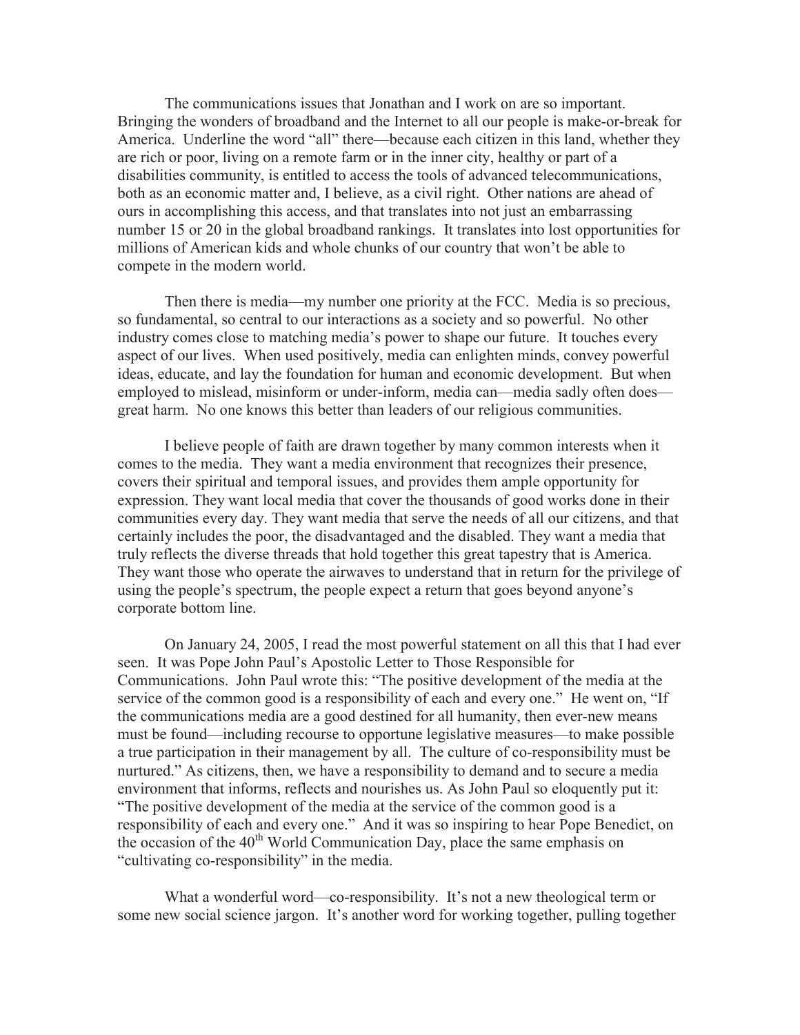The communications issues that Jonathan and I work on are so important. Bringing the wonders of broadband and the Internet to all our people is make-or-break for America. Underline the word "all" there—because each citizen in this land, whether they are rich or poor, living on a remote farm or in the inner city, healthy or part of a disabilities community, is entitled to access the tools of advanced telecommunications, both as an economic matter and, I believe, as a civil right. Other nations are ahead of ours in accomplishing this access, and that translates into not just an embarrassing number 15 or 20 in the global broadband rankings. It translates into lost opportunities for millions of American kids and whole chunks of our country that won't be able to compete in the modern world.

Then there is media—my number one priority at the FCC. Media is so precious, so fundamental, so central to our interactions as a society and so powerful. No other industry comes close to matching media's power to shape our future. It touches every aspect of our lives. When used positively, media can enlighten minds, convey powerful ideas, educate, and lay the foundation for human and economic development. But when employed to mislead, misinform or under-inform, media can—media sadly often does—great harm. No one knows this better than leaders of our religious communities.

I believe people of faith are drawn together by many common interests when it comes to the media. They want a media environment that recognizes their presence, covers their spiritual and temporal issues, and provides them ample opportunity for expression. They want local media that cover the thousands of good works done in their communities every day. They want media that serve the needs of all our citizens, and that certainly includes the poor, the disadvantaged and the disabled. They want a media that truly reflects the diverse threads that hold together this great tapestry that is America. They want those who operate the airwaves to understand that in return for the privilege of using the people's spectrum, the people expect a return that goes beyond anyone's corporate bottom line.

On January 24, 2005, I read the most powerful statement on all this that I had ever seen. It was Pope John Paul's Apostolic Letter to Those Responsible for Communications. John Paul wrote this: "The positive development of the media at the service of the common good is a responsibility of each and every one." He went on, "If the communications media are a good destined for all humanity, then ever-new means must be found—including recourse to opportune legislative measures—to make possible a true participation in their management by all. The culture of co-responsibility must be nurtured." As citizens, then, we have a responsibility to demand and to secure a media environment that informs, reflects and nourishes us. As John Paul so eloquently put it: "The positive development of the media at the service of the common good is a responsibility of each and every one." And it was so inspiring to hear Pope Benedict, on the occasion of the 40th World Communication Day, place the same emphasis on "cultivating co-responsibility" in the media.

What a wonderful word—co-responsibility. It's not a new theological term or some new social science jargon. It's another word for working together, pulling together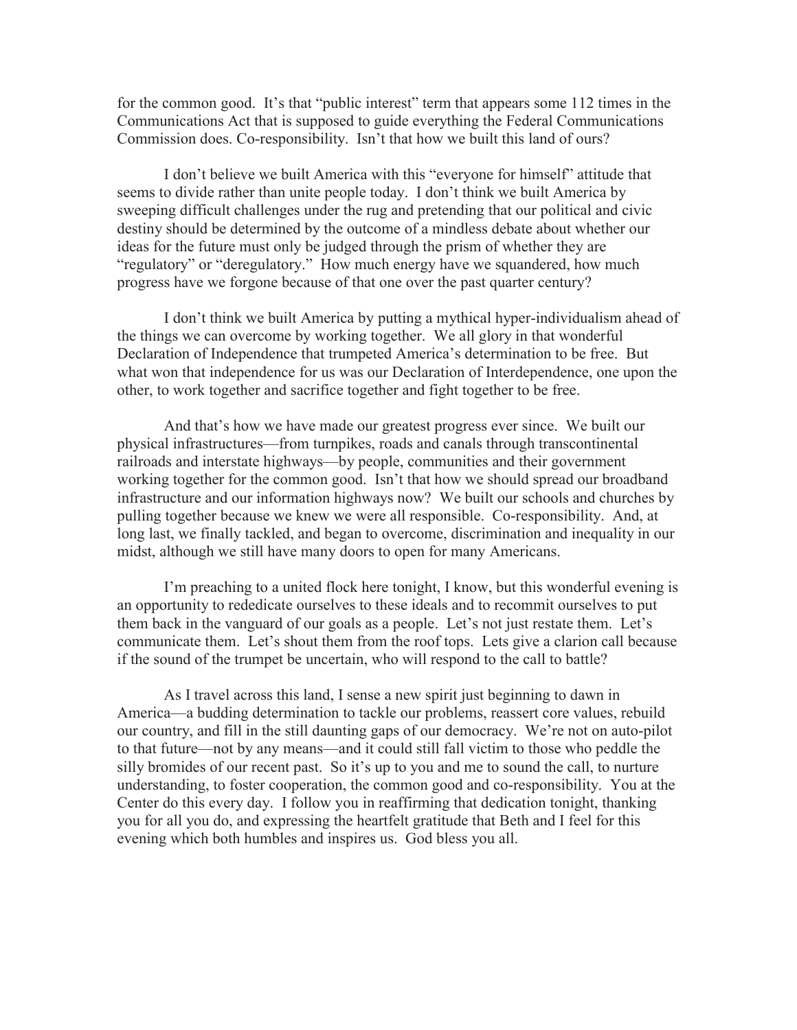for the common good. It's that "public interest" term that appears some 112 times in the Communications Act that is supposed to guide everything the Federal Communications Commission does. Co-responsibility. Isn't that how we built this land of ours?

I don't believe we built America with this "everyone for himself" attitude that seems to divide rather than unite people today. I don't think we built America by sweeping difficult challenges under the rug and pretending that our political and civic destiny should be determined by the outcome of a mindless debate about whether our ideas for the future must only be judged through the prism of whether they are "regulatory" or "deregulatory." How much energy have we squandered, how much progress have we forgone because of that one over the past quarter century?

I don't think we built America by putting a mythical hyper-individualism ahead of the things we can overcome by working together. We all glory in that wonderful Declaration of Independence that trumpeted America's determination to be free. But what won that independence for us was our Declaration of Interdependence, one upon the other, to work together and sacrifice together and fight together to be free.

And that's how we have made our greatest progress ever since. We built our physical infrastructures—from turnpikes, roads and canals through transcontinental railroads and interstate highways—by people, communities and their government working together for the common good. Isn't that how we should spread our broadband infrastructure and our information highways now? We built our schools and churches by pulling together because we knew we were all responsible. Co-responsibility. And, at long last, we finally tackled, and began to overcome, discrimination and inequality in our midst, although we still have many doors to open for many Americans.

I'm preaching to a united flock here tonight, I know, but this wonderful evening is an opportunity to rededicate ourselves to these ideals and to recommit ourselves to put them back in the vanguard of our goals as a people. Let's not just restate them. Let's communicate them. Let's shout them from the roof tops. Lets give a clarion call because if the sound of the trumpet be uncertain, who will respond to the call to battle?

As I travel across this land, I sense a new spirit just beginning to dawn in America—a budding determination to tackle our problems, reassert core values, rebuild our country, and fill in the still daunting gaps of our democracy. We're not on auto-pilot to that future—not by any means—and it could still fall victim to those who peddle the silly bromides of our recent past. So it's up to you and me to sound the call, to nurture understanding, to foster cooperation, the common good and co-responsibility. You at the Center do this every day. I follow you in reaffirming that dedication tonight, thanking you for all you do, and expressing the heartfelt gratitude that Beth and I feel for this evening which both humbles and inspires us. God bless you all.